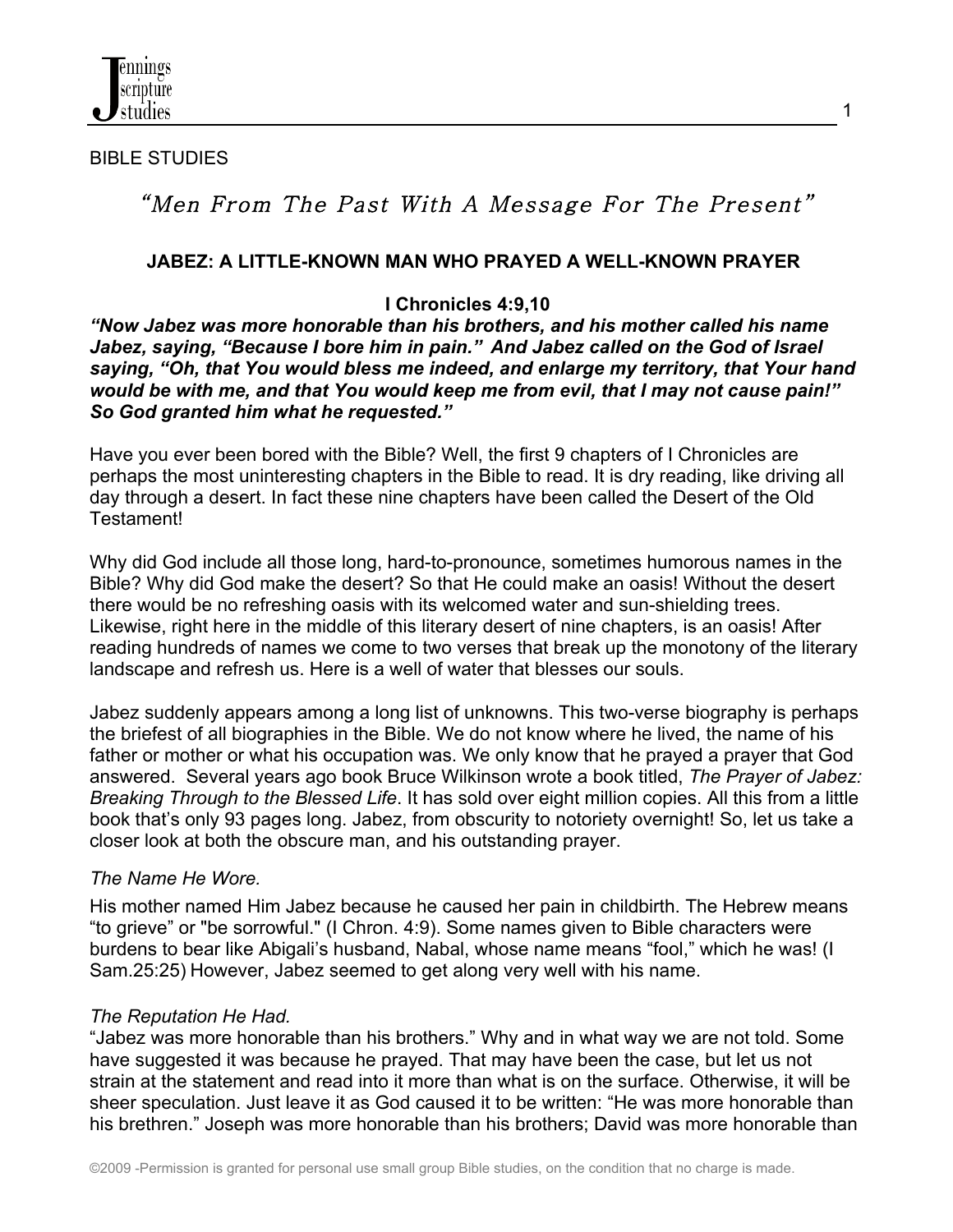BIBLE STUDIES

## *"Men From The Past With A Message For The Present"*

### JABEZ: A LITTLE-KNOWN MAN WHO PRAYED A WELL-KNOWN PRAYER

**I Chronicles 4:9,10**

***"Now Jabez was more honorable than his brothers, and his mother called his name Jabez, saying, "Because I bore him in pain." And Jabez called on the God of Israel saying, "Oh, that You would bless me indeed, and enlarge my territory, that Your hand would be with me, and that You would keep me from evil, that I may not cause pain!" So God granted him what he requested."***

Have you ever been bored with the Bible? Well, the first 9 chapters of I Chronicles are perhaps the most uninteresting chapters in the Bible to read. It is dry reading, like driving all day through a desert. In fact these nine chapters have been called the Desert of the Old Testament!

Why did God include all those long, hard-to-pronounce, sometimes humorous names in the Bible? Why did God make the desert? So that He could make an oasis! Without the desert there would be no refreshing oasis with its welcomed water and sun-shielding trees. Likewise, right here in the middle of this literary desert of nine chapters, is an oasis! After reading hundreds of names we come to two verses that break up the monotony of the literary landscape and refresh us. Here is a well of water that blesses our souls.

Jabez suddenly appears among a long list of unknowns. This two-verse biography is perhaps the briefest of all biographies in the Bible. We do not know where he lived, the name of his father or mother or what his occupation was. We only know that he prayed a prayer that God answered. Several years ago book Bruce Wilkinson wrote a book titled, *The Prayer of Jabez: Breaking Through to the Blessed Life*. It has sold over eight million copies. All this from a little book that's only 93 pages long. Jabez, from obscurity to notoriety overnight! So, let us take a closer look at both the obscure man, and his outstanding prayer.

*The Name He Wore.*

His mother named Him Jabez because he caused her pain in childbirth. The Hebrew means "to grieve" or "be sorrowful." (I Chron. 4:9). Some names given to Bible characters were burdens to bear like Abigali's husband, Nabal, whose name means "fool," which he was! (I Sam.25:25) However, Jabez seemed to get along very well with his name.

*The Reputation He Had.*

"Jabez was more honorable than his brothers." Why and in what way we are not told. Some have suggested it was because he prayed. That may have been the case, but let us not strain at the statement and read into it more than what is on the surface. Otherwise, it will be sheer speculation. Just leave it as God caused it to be written: "He was more honorable than his brethren." Joseph was more honorable than his brothers; David was more honorable than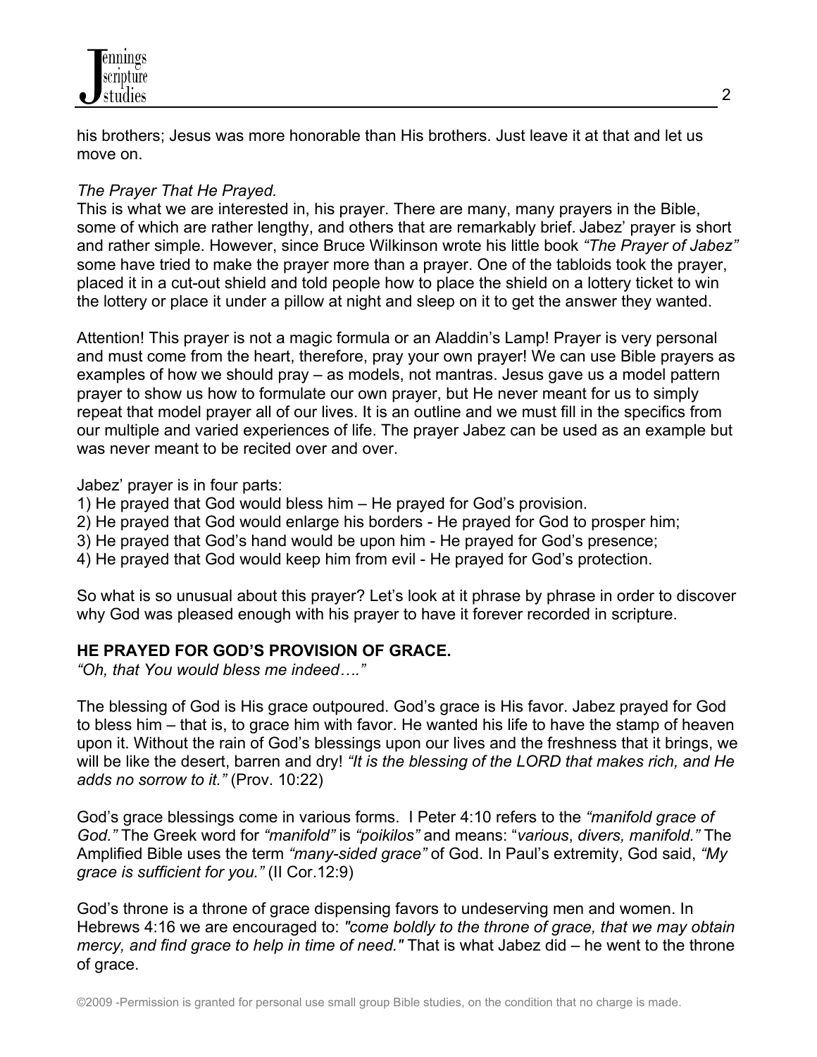his brothers; Jesus was more honorable than His brothers. Just leave it at that and let us move on.

*The Prayer That He Prayed.*

This is what we are interested in, his prayer. There are many, many prayers in the Bible, some of which are rather lengthy, and others that are remarkably brief. Jabez' prayer is short and rather simple. However, since Bruce Wilkinson wrote his little book *"The Prayer of Jabez"* some have tried to make the prayer more than a prayer. One of the tabloids took the prayer, placed it in a cut-out shield and told people how to place the shield on a lottery ticket to win the lottery or place it under a pillow at night and sleep on it to get the answer they wanted.

Attention! This prayer is not a magic formula or an Aladdin's Lamp! Prayer is very personal and must come from the heart, therefore, pray your own prayer! We can use Bible prayers as examples of how we should pray – as models, not mantras. Jesus gave us a model pattern prayer to show us how to formulate our own prayer, but He never meant for us to simply repeat that model prayer all of our lives. It is an outline and we must fill in the specifics from our multiple and varied experiences of life. The prayer Jabez can be used as an example but was never meant to be recited over and over.

Jabez' prayer is in four parts:

1) He prayed that God would bless him – He prayed for God's provision.
2) He prayed that God would enlarge his borders - He prayed for God to prosper him;
3) He prayed that God's hand would be upon him - He prayed for God's presence;
4) He prayed that God would keep him from evil - He prayed for God's protection.

So what is so unusual about this prayer? Let's look at it phrase by phrase in order to discover why God was pleased enough with his prayer to have it forever recorded in scripture.

**HE PRAYED FOR GOD'S PROVISION OF GRACE.**

*"Oh, that You would bless me indeed…."*

The blessing of God is His grace outpoured. God's grace is His favor. Jabez prayed for God to bless him – that is, to grace him with favor. He wanted his life to have the stamp of heaven upon it. Without the rain of God's blessings upon our lives and the freshness that it brings, we will be like the desert, barren and dry! *"It is the blessing of the LORD that makes rich, and He adds no sorrow to it."* (Prov. 10:22)

God's grace blessings come in various forms. I Peter 4:10 refers to the *"manifold grace of God."* The Greek word for *"manifold"* is *"poikilos"* and means: "*various*, *divers, manifold."* The Amplified Bible uses the term *"many-sided grace"* of God. In Paul's extremity, God said, *"My grace is sufficient for you."* (II Cor.12:9)

God's throne is a throne of grace dispensing favors to undeserving men and women. In Hebrews 4:16 we are encouraged to: *"come boldly to the throne of grace, that we may obtain mercy, and find grace to help in time of need."* That is what Jabez did – he went to the throne of grace.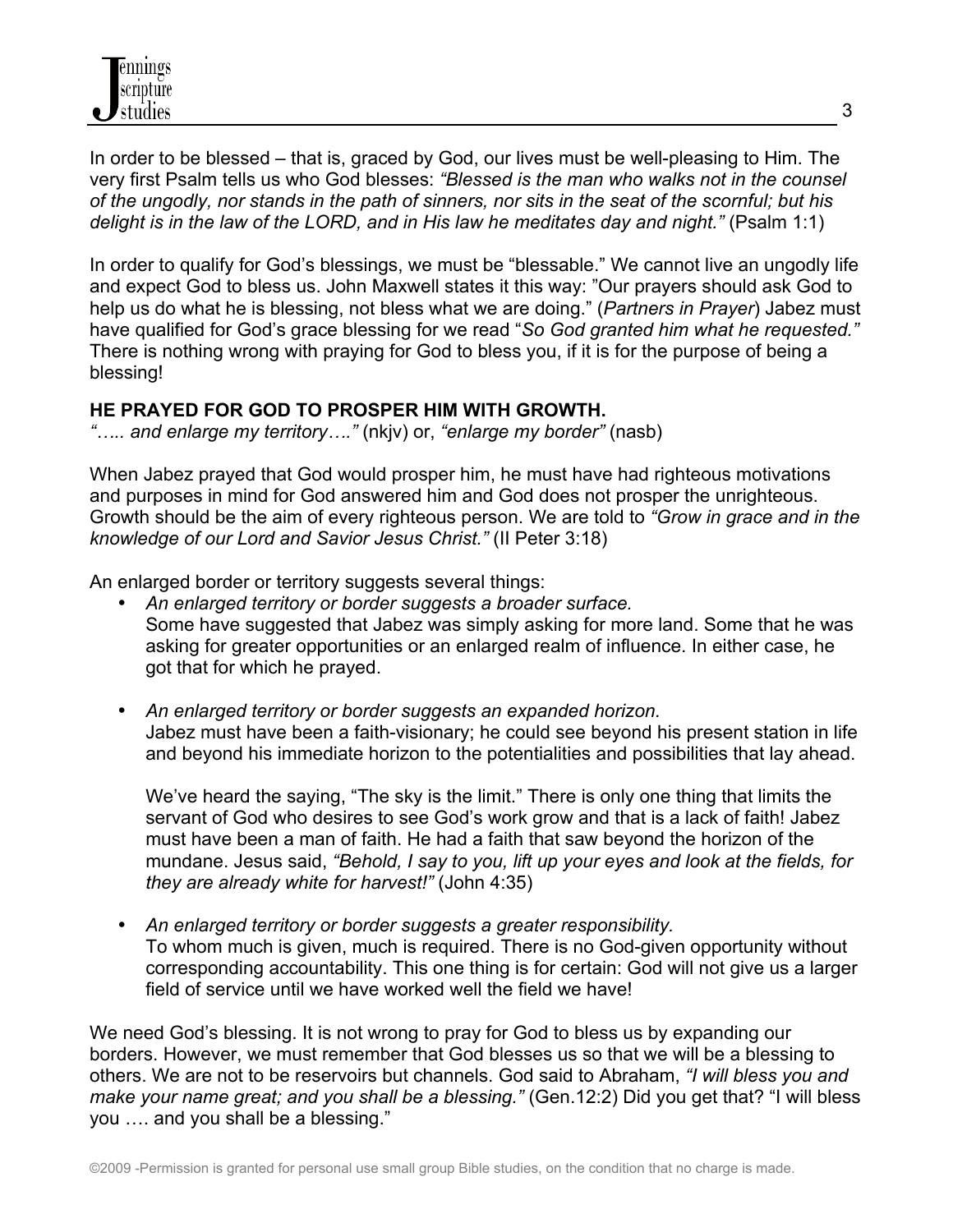In order to be blessed – that is, graced by God, our lives must be well-pleasing to Him. The very first Psalm tells us who God blesses: *"Blessed is the man who walks not in the counsel of the ungodly, nor stands in the path of sinners, nor sits in the seat of the scornful; but his delight is in the law of the LORD, and in His law he meditates day and night."* (Psalm 1:1)

In order to qualify for God's blessings, we must be "blessable." We cannot live an ungodly life and expect God to bless us. John Maxwell states it this way: "Our prayers should ask God to help us do what he is blessing, not bless what we are doing." (*Partners in Prayer*) Jabez must have qualified for God's grace blessing for we read "*So God granted him what he requested."* There is nothing wrong with praying for God to bless you, if it is for the purpose of being a blessing!

**HE PRAYED FOR GOD TO PROSPER HIM WITH GROWTH.**

*"….. and enlarge my territory…."* (nkjv) or, *"enlarge my border"* (nasb)

When Jabez prayed that God would prosper him, he must have had righteous motivations and purposes in mind for God answered him and God does not prosper the unrighteous. Growth should be the aim of every righteous person. We are told to *"Grow in grace and in the knowledge of our Lord and Savior Jesus Christ."* (II Peter 3:18)

An enlarged border or territory suggests several things:

- *An enlarged territory or border suggests a broader surface.*
  Some have suggested that Jabez was simply asking for more land. Some that he was asking for greater opportunities or an enlarged realm of influence. In either case, he got that for which he prayed.

- *An enlarged territory or border suggests an expanded horizon.*
  Jabez must have been a faith-visionary; he could see beyond his present station in life and beyond his immediate horizon to the potentialities and possibilities that lay ahead.

  We've heard the saying, "The sky is the limit." There is only one thing that limits the servant of God who desires to see God's work grow and that is a lack of faith! Jabez must have been a man of faith. He had a faith that saw beyond the horizon of the mundane. Jesus said, *"Behold, I say to you, lift up your eyes and look at the fields, for they are already white for harvest!"* (John 4:35)

- *An enlarged territory or border suggests a greater responsibility.*
  To whom much is given, much is required. There is no God-given opportunity without corresponding accountability. This one thing is for certain: God will not give us a larger field of service until we have worked well the field we have!

We need God's blessing. It is not wrong to pray for God to bless us by expanding our borders. However, we must remember that God blesses us so that we will be a blessing to others. We are not to be reservoirs but channels. God said to Abraham, *"I will bless you and make your name great; and you shall be a blessing."* (Gen.12:2) Did you get that? "I will bless you …. and you shall be a blessing."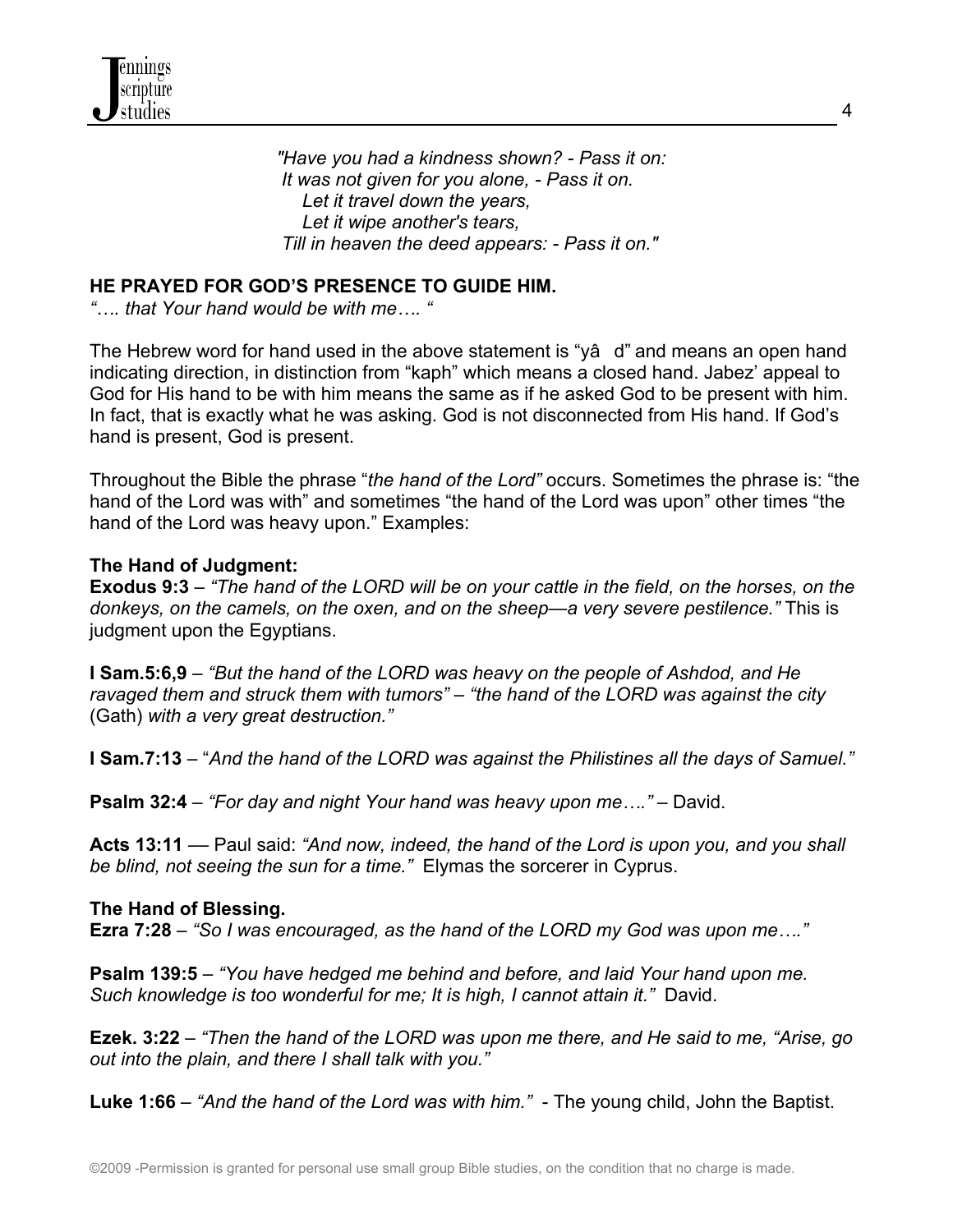*"Have you had a kindness shown? - Pass it on:*
*It was not given for you alone, - Pass it on.*
*Let it travel down the years,*
*Let it wipe another's tears,*
*Till in heaven the deed appears: - Pass it on."*

**HE PRAYED FOR GOD'S PRESENCE TO GUIDE HIM.**
*"…. that Your hand would be with me…. "*

The Hebrew word for hand used in the above statement is "yâ d" and means an open hand indicating direction, in distinction from "kaph" which means a closed hand. Jabez' appeal to God for His hand to be with him means the same as if he asked God to be present with him. In fact, that is exactly what he was asking. God is not disconnected from His hand. If God's hand is present, God is present.

Throughout the Bible the phrase "*the hand of the Lord"* occurs. Sometimes the phrase is: "the hand of the Lord was with" and sometimes "the hand of the Lord was upon" other times "the hand of the Lord was heavy upon." Examples:

**The Hand of Judgment:**
**Exodus 9:3** – *"The hand of the LORD will be on your cattle in the field, on the horses, on the donkeys, on the camels, on the oxen, and on the sheep—a very severe pestilence."* This is judgment upon the Egyptians.

**I Sam.5:6,9** – *"But the hand of the LORD was heavy on the people of Ashdod, and He ravaged them and struck them with tumors" – "the hand of the LORD was against the city* (Gath) *with a very great destruction."*

**I Sam.7:13** – "*And the hand of the LORD was against the Philistines all the days of Samuel."*

**Psalm 32:4** – *"For day and night Your hand was heavy upon me…."* – David.

**Acts 13:11** — Paul said: *"And now, indeed, the hand of the Lord is upon you, and you shall be blind, not seeing the sun for a time."* Elymas the sorcerer in Cyprus.

**The Hand of Blessing.**
**Ezra 7:28** – *"So I was encouraged, as the hand of the LORD my God was upon me…."*

**Psalm 139:5** – *"You have hedged me behind and before, and laid Your hand upon me. Such knowledge is too wonderful for me; It is high, I cannot attain it."* David.

**Ezek. 3:22** – *"Then the hand of the LORD was upon me there, and He said to me, "Arise, go out into the plain, and there I shall talk with you."*

**Luke 1:66** – *"And the hand of the Lord was with him."* - The young child, John the Baptist.

©2009 -Permission is granted for personal use small group Bible studies, on the condition that no charge is made.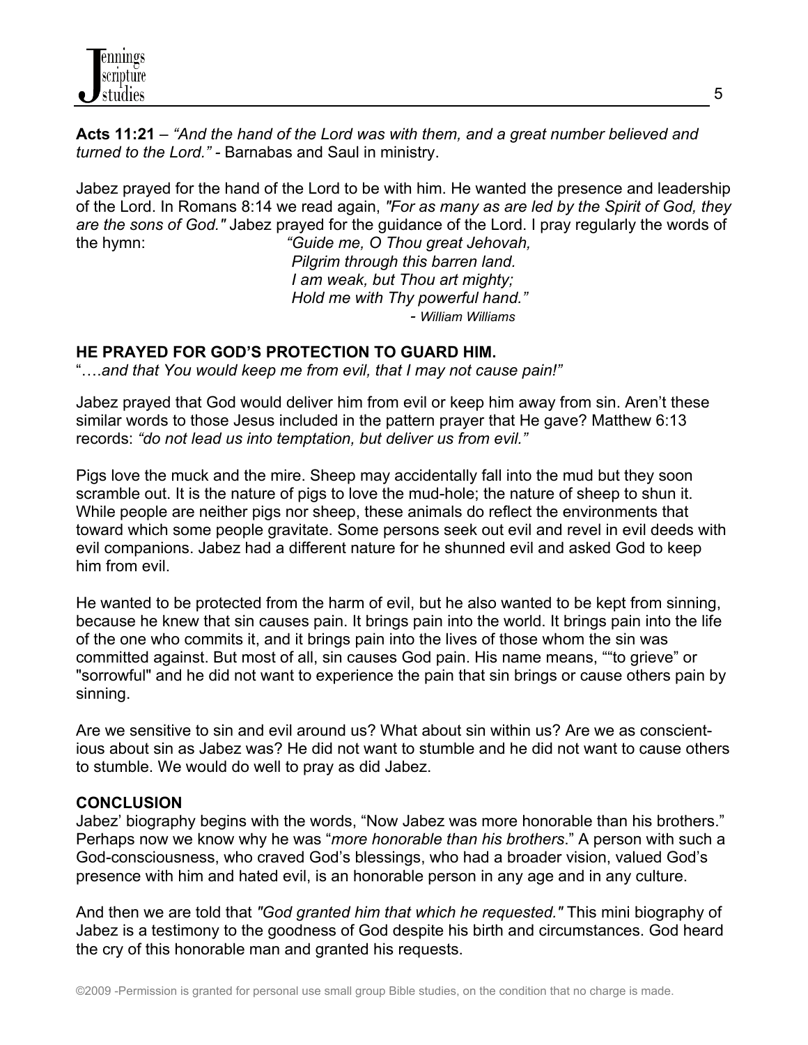**Acts 11:21** – *"And the hand of the Lord was with them, and a great number believed and turned to the Lord."* - Barnabas and Saul in ministry.

Jabez prayed for the hand of the Lord to be with him. He wanted the presence and leadership of the Lord. In Romans 8:14 we read again, *"For as many as are led by the Spirit of God, they are the sons of God."* Jabez prayed for the guidance of the Lord. I pray regularly the words of the hymn:

> *"Guide me, O Thou great Jehovah,*
> *Pilgrim through this barren land.*
> *I am weak, but Thou art mighty;*
> *Hold me with Thy powerful hand."*
> \- *William Williams*

**HE PRAYED FOR GOD'S PROTECTION TO GUARD HIM.**

"….*and that You would keep me from evil, that I may not cause pain!"*

Jabez prayed that God would deliver him from evil or keep him away from sin. Aren't these similar words to those Jesus included in the pattern prayer that He gave? Matthew 6:13 records: *"do not lead us into temptation, but deliver us from evil."*

Pigs love the muck and the mire. Sheep may accidentally fall into the mud but they soon scramble out. It is the nature of pigs to love the mud-hole; the nature of sheep to shun it. While people are neither pigs nor sheep, these animals do reflect the environments that toward which some people gravitate. Some persons seek out evil and revel in evil deeds with evil companions. Jabez had a different nature for he shunned evil and asked God to keep him from evil.

He wanted to be protected from the harm of evil, but he also wanted to be kept from sinning, because he knew that sin causes pain. It brings pain into the world. It brings pain into the life of the one who commits it, and it brings pain into the lives of those whom the sin was committed against. But most of all, sin causes God pain. His name means, ""to grieve" or "sorrowful" and he did not want to experience the pain that sin brings or cause others pain by sinning.

Are we sensitive to sin and evil around us? What about sin within us? Are we as conscientious about sin as Jabez was? He did not want to stumble and he did not want to cause others to stumble. We would do well to pray as did Jabez.

**CONCLUSION**

Jabez' biography begins with the words, "Now Jabez was more honorable than his brothers." Perhaps now we know why he was "*more honorable than his brothers*." A person with such a God-consciousness, who craved God's blessings, who had a broader vision, valued God's presence with him and hated evil, is an honorable person in any age and in any culture.

And then we are told that *"God granted him that which he requested."* This mini biography of Jabez is a testimony to the goodness of God despite his birth and circumstances. God heard the cry of this honorable man and granted his requests.

©2009 -Permission is granted for personal use small group Bible studies, on the condition that no charge is made.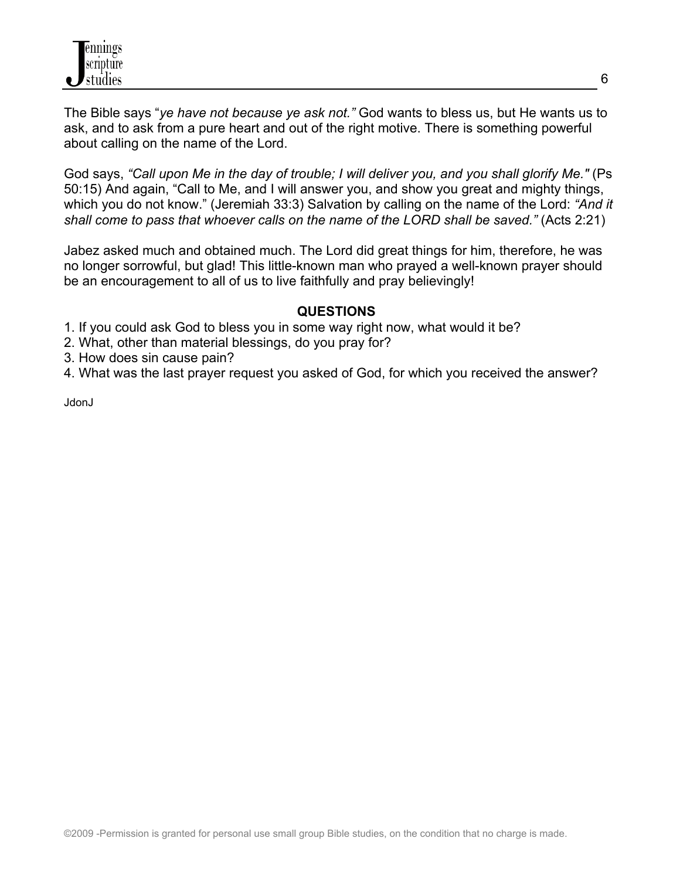The Bible says "*ye have not because ye ask not.*" God wants to bless us, but He wants us to ask, and to ask from a pure heart and out of the right motive. There is something powerful about calling on the name of the Lord.

God says, *"Call upon Me in the day of trouble; I will deliver you, and you shall glorify Me."* (Ps 50:15) And again, "Call to Me, and I will answer you, and show you great and mighty things, which you do not know." (Jeremiah 33:3) Salvation by calling on the name of the Lord: *"And it shall come to pass that whoever calls on the name of the LORD shall be saved."* (Acts 2:21)

Jabez asked much and obtained much. The Lord did great things for him, therefore, he was no longer sorrowful, but glad! This little-known man who prayed a well-known prayer should be an encouragement to all of us to live faithfully and pray believingly!

**QUESTIONS**

1. If you could ask God to bless you in some way right now, what would it be?
2. What, other than material blessings, do you pray for?
3. How does sin cause pain?
4. What was the last prayer request you asked of God, for which you received the answer?

JdonJ

©2009 -Permission is granted for personal use small group Bible studies, on the condition that no charge is made.